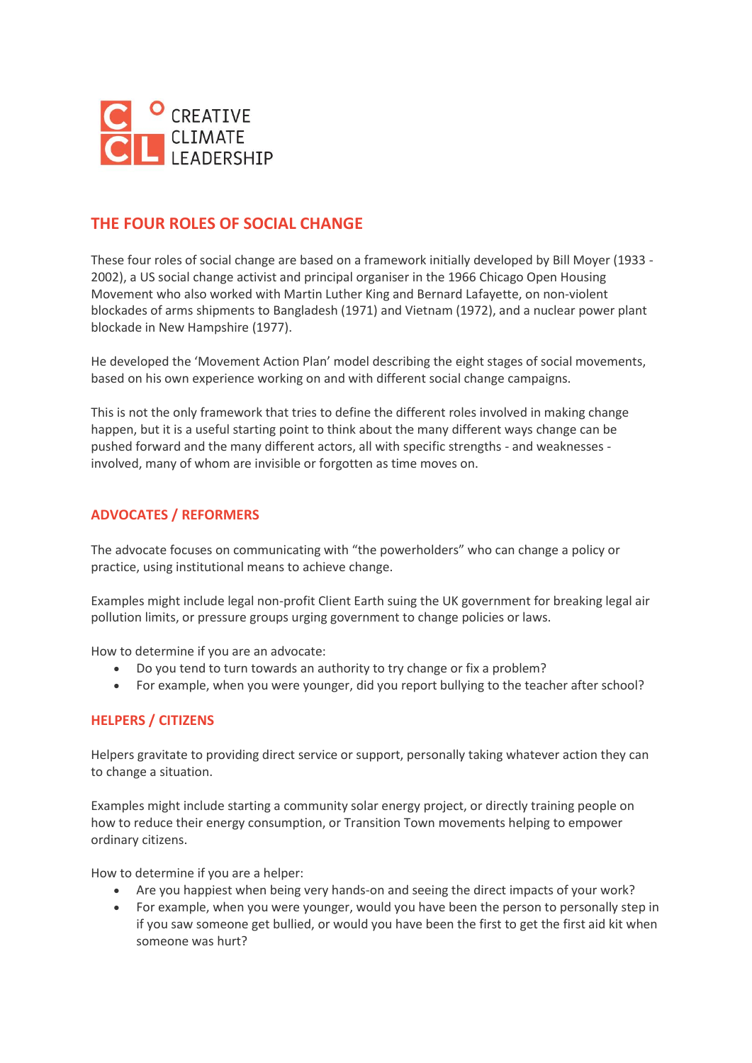CREATIVE CLIMATE LEADERSHIP

## THE FOUR ROLES OF SOCIAL CHANGE

These four roles of social change are based on a framework initially developed by Bill Moyer (1933 - 2002), a US social change activist and principal organiser in the 1966 Chicago Open Housing Movement who also worked with Martin Luther King and Bernard Lafayette, on non-violent blockades of arms shipments to Bangladesh (1971) and Vietnam (1972), and a nuclear power plant blockade in New Hampshire (1977).

He developed the 'Movement Action Plan' model describing the eight stages of social movements, based on his own experience working on and with different social change campaigns.

This is not the only framework that tries to define the different roles involved in making change happen, but it is a useful starting point to think about the many different ways change can be pushed forward and the many different actors, all with specific strengths - and weaknesses - involved, many of whom are invisible or forgotten as time moves on.

### ADVOCATES / REFORMERS

The advocate focuses on communicating with "the powerholders" who can change a policy or practice, using institutional means to achieve change.

Examples might include legal non-profit Client Earth suing the UK government for breaking legal air pollution limits, or pressure groups urging government to change policies or laws.

How to determine if you are an advocate:

- Do you tend to turn towards an authority to try change or fix a problem?
- For example, when you were younger, did you report bullying to the teacher after school?

### HELPERS / CITIZENS

Helpers gravitate to providing direct service or support, personally taking whatever action they can to change a situation.

Examples might include starting a community solar energy project, or directly training people on how to reduce their energy consumption, or Transition Town movements helping to empower ordinary citizens.

How to determine if you are a helper:

- Are you happiest when being very hands-on and seeing the direct impacts of your work?
- For example, when you were younger, would you have been the person to personally step in if you saw someone get bullied, or would you have been the first to get the first aid kit when someone was hurt?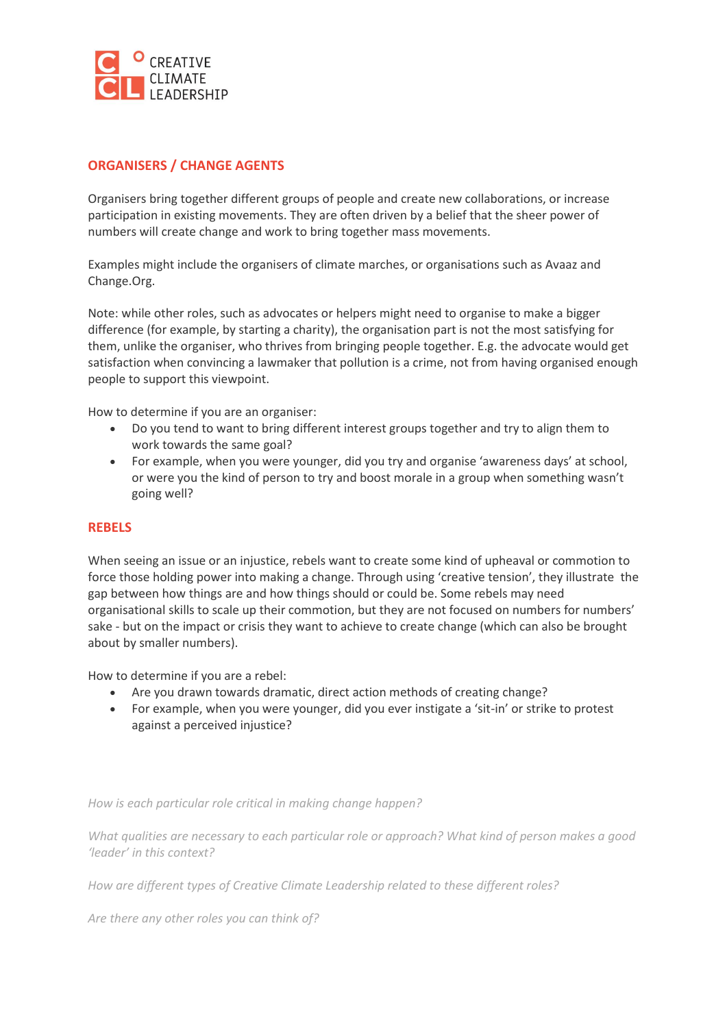## ORGANISERS / CHANGE AGENTS

Organisers bring together different groups of people and create new collaborations, or increase participation in existing movements. They are often driven by a belief that the sheer power of numbers will create change and work to bring together mass movements.

Examples might include the organisers of climate marches, or organisations such as Avaaz and Change.Org.

Note: while other roles, such as advocates or helpers might need to organise to make a bigger difference (for example, by starting a charity), the organisation part is not the most satisfying for them, unlike the organiser, who thrives from bringing people together. E.g. the advocate would get satisfaction when convincing a lawmaker that pollution is a crime, not from having organised enough people to support this viewpoint.

How to determine if you are an organiser:

- Do you tend to want to bring different interest groups together and try to align them to work towards the same goal?
- For example, when you were younger, did you try and organise 'awareness days' at school, or were you the kind of person to try and boost morale in a group when something wasn't going well?

## REBELS

When seeing an issue or an injustice, rebels want to create some kind of upheaval or commotion to force those holding power into making a change. Through using 'creative tension', they illustrate the gap between how things are and how things should or could be. Some rebels may need organisational skills to scale up their commotion, but they are not focused on numbers for numbers' sake - but on the impact or crisis they want to achieve to create change (which can also be brought about by smaller numbers).

How to determine if you are a rebel:

- Are you drawn towards dramatic, direct action methods of creating change?
- For example, when you were younger, did you ever instigate a 'sit-in' or strike to protest against a perceived injustice?

*How is each particular role critical in making change happen?*

*What qualities are necessary to each particular role or approach? What kind of person makes a good 'leader' in this context?*

*How are different types of Creative Climate Leadership related to these different roles?*

*Are there any other roles you can think of?*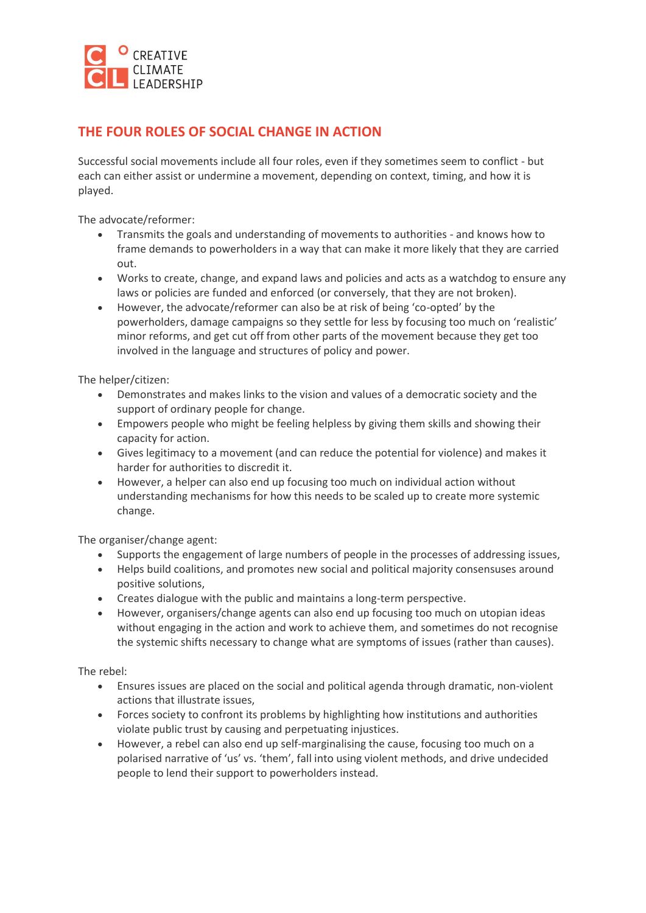CREATIVE CLIMATE LEADERSHIP

## THE FOUR ROLES OF SOCIAL CHANGE IN ACTION

Successful social movements include all four roles, even if they sometimes seem to conflict - but each can either assist or undermine a movement, depending on context, timing, and how it is played.

The advocate/reformer:

- Transmits the goals and understanding of movements to authorities - and knows how to frame demands to powerholders in a way that can make it more likely that they are carried out.
- Works to create, change, and expand laws and policies and acts as a watchdog to ensure any laws or policies are funded and enforced (or conversely, that they are not broken).
- However, the advocate/reformer can also be at risk of being 'co-opted' by the powerholders, damage campaigns so they settle for less by focusing too much on 'realistic' minor reforms, and get cut off from other parts of the movement because they get too involved in the language and structures of policy and power.

The helper/citizen:

- Demonstrates and makes links to the vision and values of a democratic society and the support of ordinary people for change.
- Empowers people who might be feeling helpless by giving them skills and showing their capacity for action.
- Gives legitimacy to a movement (and can reduce the potential for violence) and makes it harder for authorities to discredit it.
- However, a helper can also end up focusing too much on individual action without understanding mechanisms for how this needs to be scaled up to create more systemic change.

The organiser/change agent:

- Supports the engagement of large numbers of people in the processes of addressing issues,
- Helps build coalitions, and promotes new social and political majority consensuses around positive solutions,
- Creates dialogue with the public and maintains a long-term perspective.
- However, organisers/change agents can also end up focusing too much on utopian ideas without engaging in the action and work to achieve them, and sometimes do not recognise the systemic shifts necessary to change what are symptoms of issues (rather than causes).

The rebel:

- Ensures issues are placed on the social and political agenda through dramatic, non-violent actions that illustrate issues,
- Forces society to confront its problems by highlighting how institutions and authorities violate public trust by causing and perpetuating injustices.
- However, a rebel can also end up self-marginalising the cause, focusing too much on a polarised narrative of 'us' vs. 'them', fall into using violent methods, and drive undecided people to lend their support to powerholders instead.